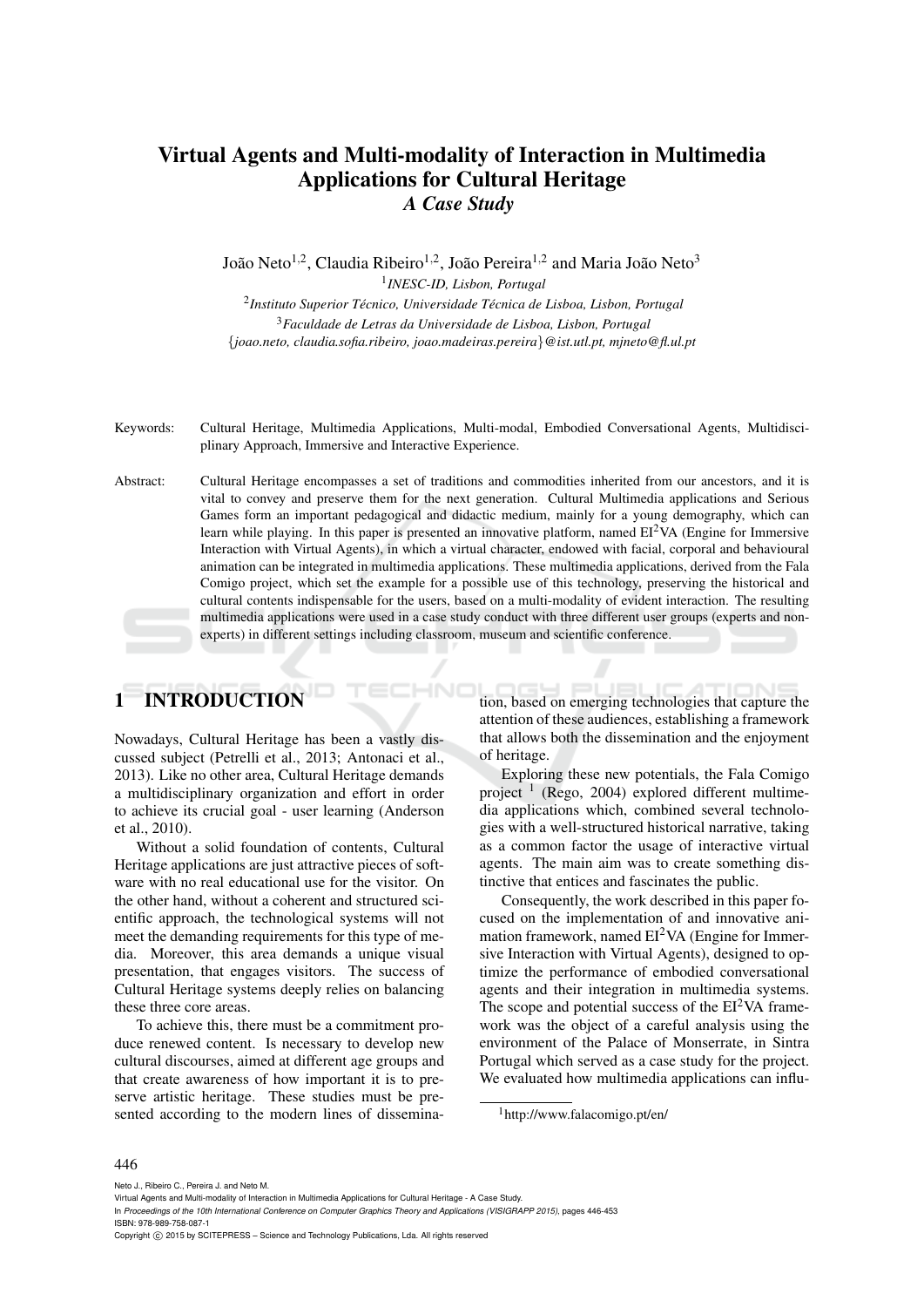# Virtual Agents and Multi-modality of Interaction in Multimedia Applications for Cultural Heritage

## *A Case Study*

João Neto[1,2], Claudia Ribeiro[1,2], João Pereira[1,2] and Maria João Neto[3]

[1] *INESC-ID, Lisbon, Portugal*

[2] *Instituto Superior Técnico, Universidade Técnica de Lisboa, Lisbon, Portugal*

[3] *Faculdade de Letras da Universidade de Lisboa, Lisbon, Portugal*

{*joao.neto, claudia.sofia.ribeiro, joao.madeiras.pereira*}*@ist.utl.pt, mjneto@fl.ul.pt*

Keywords: Cultural Heritage, Multimedia Applications, Multi-modal, Embodied Conversational Agents, Multidisciplinary Approach, Immersive and Interactive Experience.

Abstract: Cultural Heritage encompasses a set of traditions and commodities inherited from our ancestors, and it is vital to convey and preserve them for the next generation. Cultural Multimedia applications and Serious Games form an important pedagogical and didactic medium, mainly for a young demography, which can learn while playing. In this paper is presented an innovative platform, named EI$^2$VA (Engine for Immersive Interaction with Virtual Agents), in which a virtual character, endowed with facial, corporal and behavioural animation can be integrated in multimedia applications. These multimedia applications, derived from the Fala Comigo project, which set the example for a possible use of this technology, preserving the historical and cultural contents indispensable for the users, based on a multi-modality of evident interaction. The resulting multimedia applications were used in a case study conduct with three different user groups (experts and non-experts) in different settings including classroom, museum and scientific conference.

## 1 INTRODUCTION

Nowadays, Cultural Heritage has been a vastly discussed subject (Petrelli et al., 2013; Antonaci et al., 2013). Like no other area, Cultural Heritage demands a multidisciplinary organization and effort in order to achieve its crucial goal - user learning (Anderson et al., 2010).

Without a solid foundation of contents, Cultural Heritage applications are just attractive pieces of software with no real educational use for the visitor. On the other hand, without a coherent and structured scientific approach, the technological systems will not meet the demanding requirements for this type of media. Moreover, this area demands a unique visual presentation, that engages visitors. The success of Cultural Heritage systems deeply relies on balancing these three core areas.

To achieve this, there must be a commitment produce renewed content. Is necessary to develop new cultural discourses, aimed at different age groups and that create awareness of how important it is to preserve artistic heritage. These studies must be presented according to the modern lines of dissemination, based on emerging technologies that capture the attention of these audiences, establishing a framework that allows both the dissemination and the enjoyment of heritage.

Exploring these new potentials, the Fala Comigo project [1] (Rego, 2004) explored different multimedia applications which, combined several technologies with a well-structured historical narrative, taking as a common factor the usage of interactive virtual agents. The main aim was to create something distinctive that entices and fascinates the public.

Consequently, the work described in this paper focused on the implementation of and innovative animation framework, named EI$^2$VA (Engine for Immersive Interaction with Virtual Agents), designed to optimize the performance of embodied conversational agents and their integration in multimedia systems. The scope and potential success of the EI$^2$VA framework was the object of a careful analysis using the environment of the Palace of Monserrate, in Sintra Portugal which served as a case study for the project. We evaluated how multimedia applications can influ-

[1] http://www.falacomigo.pt/en/

Neto J., Ribeiro C., Pereira J. and Neto M.
Virtual Agents and Multi-modality of Interaction in Multimedia Applications for Cultural Heritage - A Case Study.
In *Proceedings of the 10th International Conference on Computer Graphics Theory and Applications (VISIGRAPP 2015)*, pages 446-453
ISBN: 978-989-758-087-1
Copyright © 2015 by SCITEPRESS – Science and Technology Publications, Lda. All rights reserved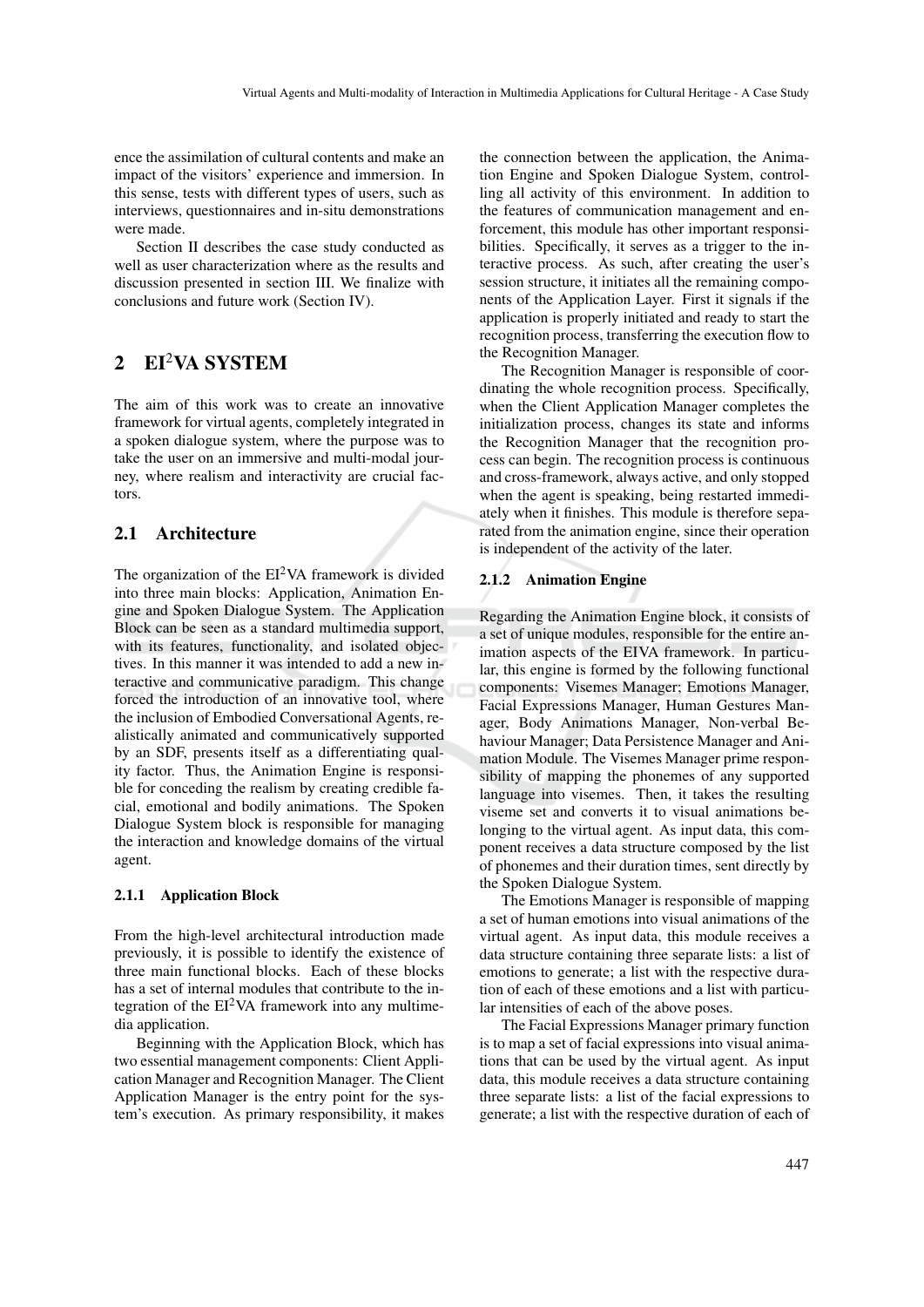ence the assimilation of cultural contents and make an impact of the visitors' experience and immersion. In this sense, tests with different types of users, such as interviews, questionnaires and in-situ demonstrations were made.

Section II describes the case study conducted as well as user characterization where as the results and discussion presented in section III. We finalize with conclusions and future work (Section IV).

## 2 EI$^2$VA SYSTEM

The aim of this work was to create an innovative framework for virtual agents, completely integrated in a spoken dialogue system, where the purpose was to take the user on an immersive and multi-modal journey, where realism and interactivity are crucial factors.

### 2.1 Architecture

The organization of the EI$^2$VA framework is divided into three main blocks: Application, Animation Engine and Spoken Dialogue System. The Application Block can be seen as a standard multimedia support, with its features, functionality, and isolated objectives. In this manner it was intended to add a new interactive and communicative paradigm. This change forced the introduction of an innovative tool, where the inclusion of Embodied Conversational Agents, realistically animated and communicatively supported by an SDF, presents itself as a differentiating quality factor. Thus, the Animation Engine is responsible for conceding the realism by creating credible facial, emotional and bodily animations. The Spoken Dialogue System block is responsible for managing the interaction and knowledge domains of the virtual agent.

#### 2.1.1 Application Block

From the high-level architectural introduction made previously, it is possible to identify the existence of three main functional blocks. Each of these blocks has a set of internal modules that contribute to the integration of the EI$^2$VA framework into any multimedia application.

Beginning with the Application Block, which has two essential management components: Client Application Manager and Recognition Manager. The Client Application Manager is the entry point for the system's execution. As primary responsibility, it makes the connection between the application, the Animation Engine and Spoken Dialogue System, controlling all activity of this environment. In addition to the features of communication management and enforcement, this module has other important responsibilities. Specifically, it serves as a trigger to the interactive process. As such, after creating the user's session structure, it initiates all the remaining components of the Application Layer. First it signals if the application is properly initiated and ready to start the recognition process, transferring the execution flow to the Recognition Manager.

The Recognition Manager is responsible of coordinating the whole recognition process. Specifically, when the Client Application Manager completes the initialization process, changes its state and informs the Recognition Manager that the recognition process can begin. The recognition process is continuous and cross-framework, always active, and only stopped when the agent is speaking, being restarted immediately when it finishes. This module is therefore separated from the animation engine, since their operation is independent of the activity of the later.

#### 2.1.2 Animation Engine

Regarding the Animation Engine block, it consists of a set of unique modules, responsible for the entire animation aspects of the EIVA framework. In particular, this engine is formed by the following functional components: Visemes Manager; Emotions Manager, Facial Expressions Manager, Human Gestures Manager, Body Animations Manager, Non-verbal Behaviour Manager; Data Persistence Manager and Animation Module. The Visemes Manager prime responsibility of mapping the phonemes of any supported language into visemes. Then, it takes the resulting viseme set and converts it to visual animations belonging to the virtual agent. As input data, this component receives a data structure composed by the list of phonemes and their duration times, sent directly by the Spoken Dialogue System.

The Emotions Manager is responsible of mapping a set of human emotions into visual animations of the virtual agent. As input data, this module receives a data structure containing three separate lists: a list of emotions to generate; a list with the respective duration of each of these emotions and a list with particular intensities of each of the above poses.

The Facial Expressions Manager primary function is to map a set of facial expressions into visual animations that can be used by the virtual agent. As input data, this module receives a data structure containing three separate lists: a list of the facial expressions to generate; a list with the respective duration of each of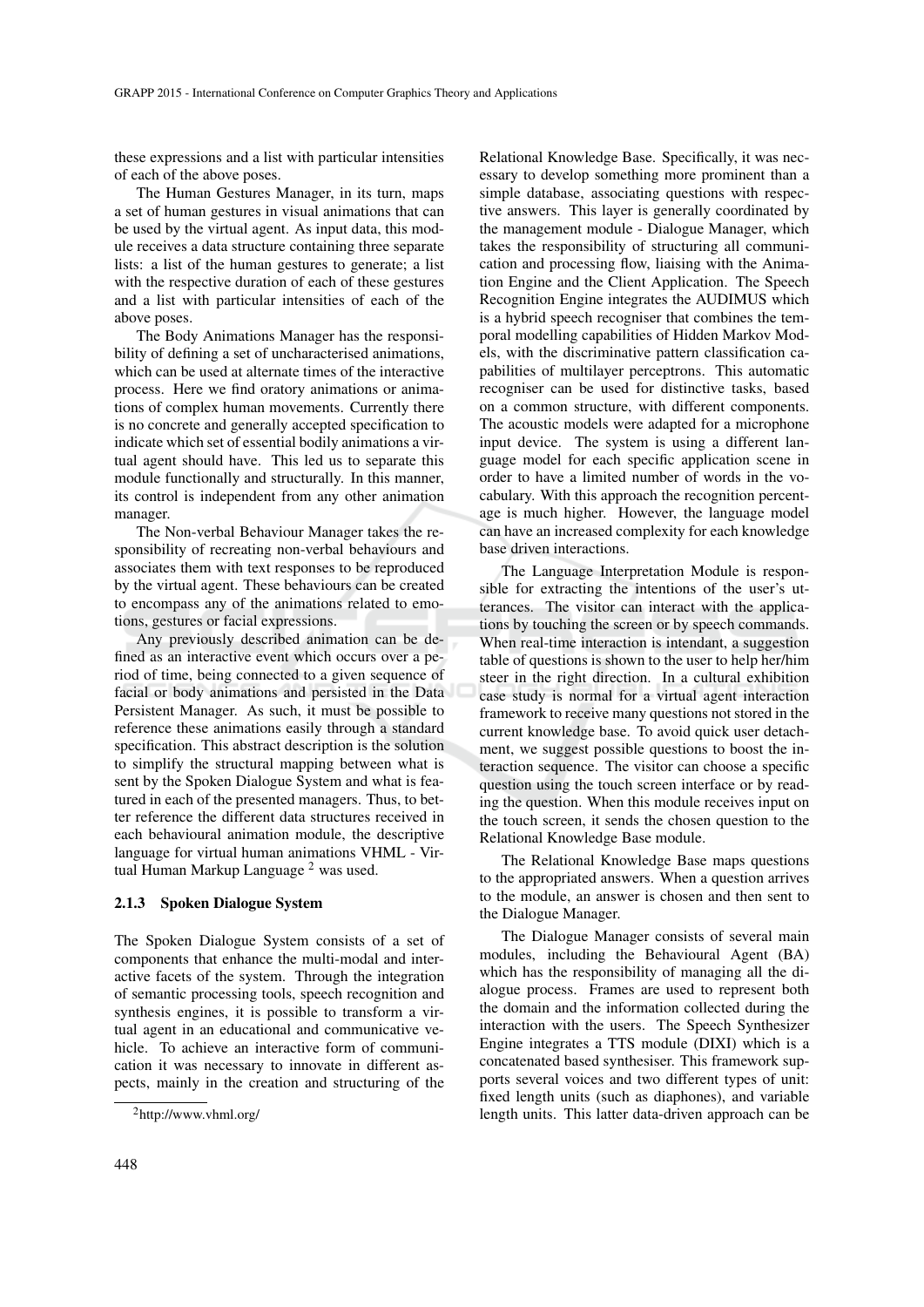these expressions and a list with particular intensities of each of the above poses.

The Human Gestures Manager, in its turn, maps a set of human gestures in visual animations that can be used by the virtual agent. As input data, this module receives a data structure containing three separate lists: a list of the human gestures to generate; a list with the respective duration of each of these gestures and a list with particular intensities of each of the above poses.

The Body Animations Manager has the responsibility of defining a set of uncharacterised animations, which can be used at alternate times of the interactive process. Here we find oratory animations or animations of complex human movements. Currently there is no concrete and generally accepted specification to indicate which set of essential bodily animations a virtual agent should have. This led us to separate this module functionally and structurally. In this manner, its control is independent from any other animation manager.

The Non-verbal Behaviour Manager takes the responsibility of recreating non-verbal behaviours and associates them with text responses to be reproduced by the virtual agent. These behaviours can be created to encompass any of the animations related to emotions, gestures or facial expressions.

Any previously described animation can be defined as an interactive event which occurs over a period of time, being connected to a given sequence of facial or body animations and persisted in the Data Persistent Manager. As such, it must be possible to reference these animations easily through a standard specification. This abstract description is the solution to simplify the structural mapping between what is sent by the Spoken Dialogue System and what is featured in each of the presented managers. Thus, to better reference the different data structures received in each behavioural animation module, the descriptive language for virtual human animations VHML - Virtual Human Markup Language [2] was used.

#### 2.1.3 Spoken Dialogue System

The Spoken Dialogue System consists of a set of components that enhance the multi-modal and interactive facets of the system. Through the integration of semantic processing tools, speech recognition and synthesis engines, it is possible to transform a virtual agent in an educational and communicative vehicle. To achieve an interactive form of communication it was necessary to innovate in different aspects, mainly in the creation and structuring of the Relational Knowledge Base. Specifically, it was necessary to develop something more prominent than a simple database, associating questions with respective answers. This layer is generally coordinated by the management module - Dialogue Manager, which takes the responsibility of structuring all communication and processing flow, liaising with the Animation Engine and the Client Application. The Speech Recognition Engine integrates the AUDIMUS which is a hybrid speech recogniser that combines the temporal modelling capabilities of Hidden Markov Models, with the discriminative pattern classification capabilities of multilayer perceptrons. This automatic recogniser can be used for distinctive tasks, based on a common structure, with different components. The acoustic models were adapted for a microphone input device. The system is using a different language model for each specific application scene in order to have a limited number of words in the vocabulary. With this approach the recognition percentage is much higher. However, the language model can have an increased complexity for each knowledge base driven interactions.

The Language Interpretation Module is responsible for extracting the intentions of the user's utterances. The visitor can interact with the applications by touching the screen or by speech commands. When real-time interaction is intendant, a suggestion table of questions is shown to the user to help her/him steer in the right direction. In a cultural exhibition case study is normal for a virtual agent interaction framework to receive many questions not stored in the current knowledge base. To avoid quick user detachment, we suggest possible questions to boost the interaction sequence. The visitor can choose a specific question using the touch screen interface or by reading the question. When this module receives input on the touch screen, it sends the chosen question to the Relational Knowledge Base module.

The Relational Knowledge Base maps questions to the appropriated answers. When a question arrives to the module, an answer is chosen and then sent to the Dialogue Manager.

The Dialogue Manager consists of several main modules, including the Behavioural Agent (BA) which has the responsibility of managing all the dialogue process. Frames are used to represent both the domain and the information collected during the interaction with the users. The Speech Synthesizer Engine integrates a TTS module (DIXI) which is a concatenated based synthesiser. This framework supports several voices and two different types of unit: fixed length units (such as diaphones), and variable length units. This latter data-driven approach can be

[2] http://www.vhml.org/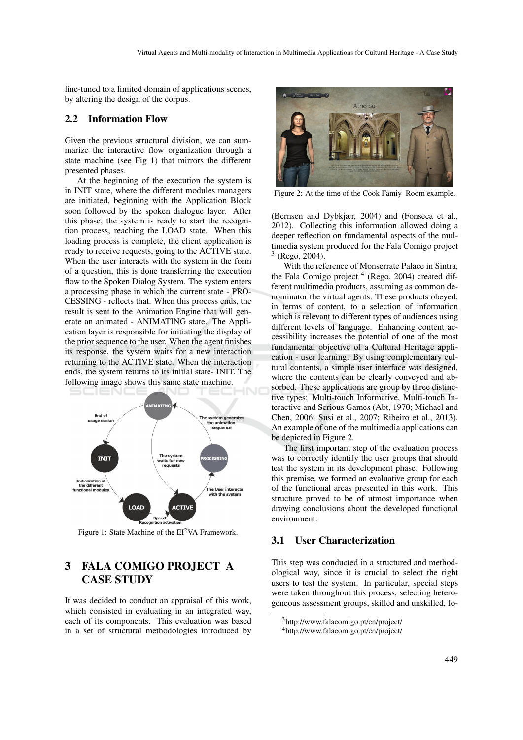fine-tuned to a limited domain of applications scenes, by altering the design of the corpus.

### 2.2 Information Flow

Given the previous structural division, we can summarize the interactive flow organization through a state machine (see Fig 1) that mirrors the different presented phases.

At the beginning of the execution the system is in INIT state, where the different modules managers are initiated, beginning with the Application Block soon followed by the spoken dialogue layer. After this phase, the system is ready to start the recognition process, reaching the LOAD state. When this loading process is complete, the client application is ready to receive requests, going to the ACTIVE state. When the user interacts with the system in the form of a question, this is done transferring the execution flow to the Spoken Dialog System. The system enters a processing phase in which the current state - PROCESSING - reflects that. When this process ends, the result is sent to the Animation Engine that will generate an animated - ANIMATING state. The Application layer is responsible for initiating the display of the prior sequence to the user. When the agent finishes its response, the system waits for a new interaction returning to the ACTIVE state. When the interaction ends, the system returns to its initial state- INIT. The following image shows this same state machine.

Figure 1: State Machine of the EI$^2$VA Framework.

## 3 FALA COMIGO PROJECT A CASE STUDY

It was decided to conduct an appraisal of this work, which consisted in evaluating in an integrated way, each of its components. This evaluation was based in a set of structural methodologies introduced by (Bernsen and Dybkjær, 2004) and (Fonseca et al., 2012). Collecting this information allowed doing a deeper reflection on fundamental aspects of the multimedia system produced for the Fala Comigo project [3] (Rego, 2004).

With the reference of Monserrate Palace in Sintra, the Fala Comigo project [4] (Rego, 2004) created different multimedia products, assuming as common denominator the virtual agents. These products obeyed, in terms of content, to a selection of information which is relevant to different types of audiences using different levels of language. Enhancing content accessibility increases the potential of one of the most fundamental objective of a Cultural Heritage application - user learning. By using complementary cultural contents, a simple user interface was designed, where the contents can be clearly conveyed and absorbed. These applications are group by three distinctive types: Multi-touch Informative, Multi-touch Interactive and Serious Games (Abt, 1970; Michael and Chen, 2006; Susi et al., 2007; Ribeiro et al., 2013). An example of one of the multimedia applications can be depicted in Figure 2.

Figure 2: At the time of the Cook Famiy Room example.

The first important step of the evaluation process was to correctly identify the user groups that should test the system in its development phase. Following this premise, we formed an evaluative group for each of the functional areas presented in this work. This structure proved to be of utmost importance when drawing conclusions about the developed functional environment.

### 3.1 User Characterization

This step was conducted in a structured and methodological way, since it is crucial to select the right users to test the system. In particular, special steps were taken throughout this process, selecting heterogeneous assessment groups, skilled and unskilled, fo-

[3] http://www.falacomigo.pt/en/project/

[4] http://www.falacomigo.pt/en/project/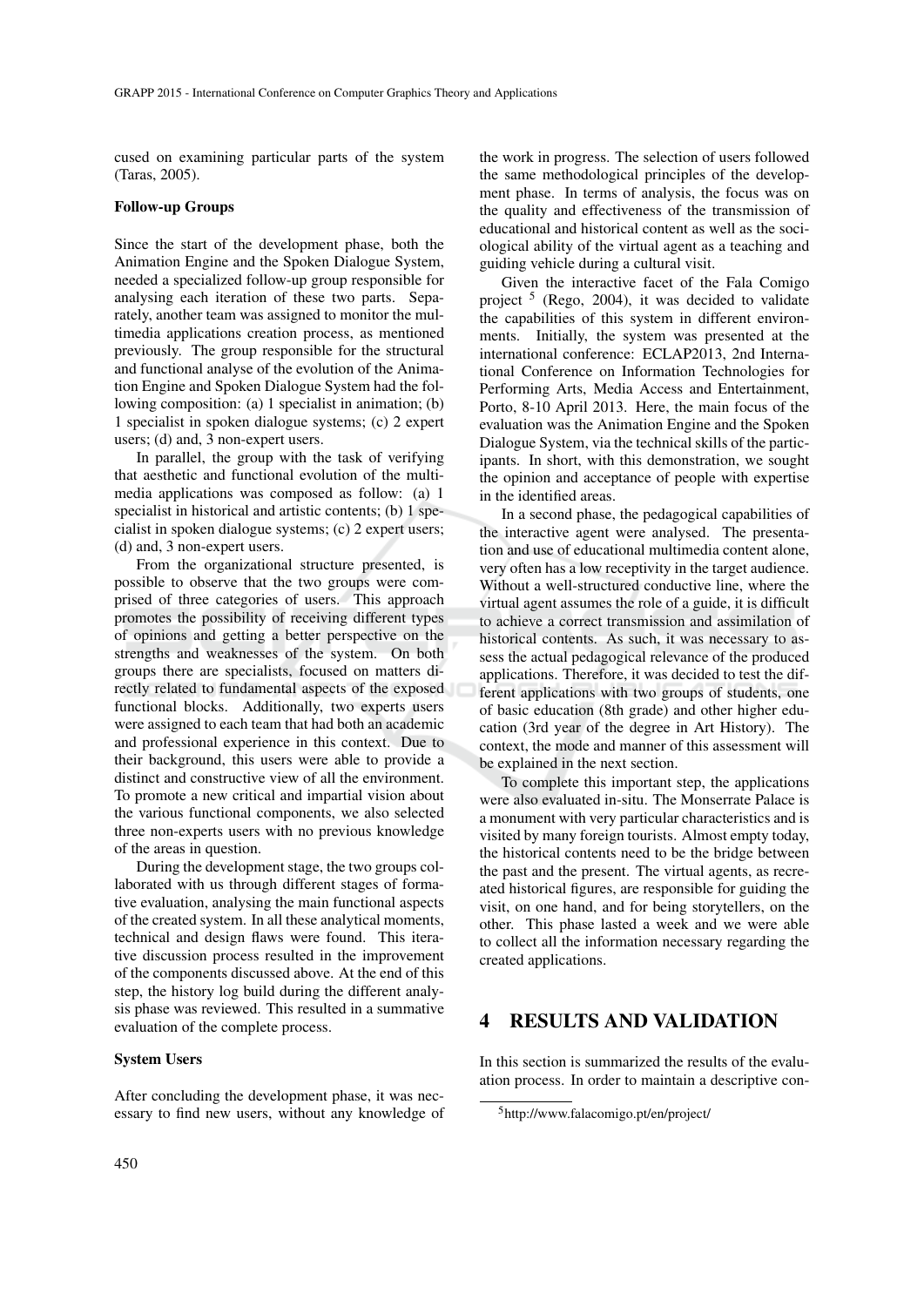cused on examining particular parts of the system (Taras, 2005).

**Follow-up Groups**

Since the start of the development phase, both the Animation Engine and the Spoken Dialogue System, needed a specialized follow-up group responsible for analysing each iteration of these two parts. Separately, another team was assigned to monitor the multimedia applications creation process, as mentioned previously. The group responsible for the structural and functional analyse of the evolution of the Animation Engine and Spoken Dialogue System had the following composition: (a) 1 specialist in animation; (b) 1 specialist in spoken dialogue systems; (c) 2 expert users; (d) and, 3 non-expert users.

In parallel, the group with the task of verifying that aesthetic and functional evolution of the multimedia applications was composed as follow: (a) 1 specialist in historical and artistic contents; (b) 1 specialist in spoken dialogue systems; (c) 2 expert users; (d) and, 3 non-expert users.

From the organizational structure presented, is possible to observe that the two groups were comprised of three categories of users. This approach promotes the possibility of receiving different types of opinions and getting a better perspective on the strengths and weaknesses of the system. On both groups there are specialists, focused on matters directly related to fundamental aspects of the exposed functional blocks. Additionally, two experts users were assigned to each team that had both an academic and professional experience in this context. Due to their background, this users were able to provide a distinct and constructive view of all the environment. To promote a new critical and impartial vision about the various functional components, we also selected three non-experts users with no previous knowledge of the areas in question.

During the development stage, the two groups collaborated with us through different stages of formative evaluation, analysing the main functional aspects of the created system. In all these analytical moments, technical and design flaws were found. This iterative discussion process resulted in the improvement of the components discussed above. At the end of this step, the history log build during the different analysis phase was reviewed. This resulted in a summative evaluation of the complete process.

**System Users**

After concluding the development phase, it was necessary to find new users, without any knowledge of the work in progress. The selection of users followed the same methodological principles of the development phase. In terms of analysis, the focus was on the quality and effectiveness of the transmission of educational and historical content as well as the sociological ability of the virtual agent as a teaching and guiding vehicle during a cultural visit.

Given the interactive facet of the Fala Comigo project [5] (Rego, 2004), it was decided to validate the capabilities of this system in different environments. Initially, the system was presented at the international conference: ECLAP2013, 2nd International Conference on Information Technologies for Performing Arts, Media Access and Entertainment, Porto, 8-10 April 2013. Here, the main focus of the evaluation was the Animation Engine and the Spoken Dialogue System, via the technical skills of the participants. In short, with this demonstration, we sought the opinion and acceptance of people with expertise in the identified areas.

In a second phase, the pedagogical capabilities of the interactive agent were analysed. The presentation and use of educational multimedia content alone, very often has a low receptivity in the target audience. Without a well-structured conductive line, where the virtual agent assumes the role of a guide, it is difficult to achieve a correct transmission and assimilation of historical contents. As such, it was necessary to assess the actual pedagogical relevance of the produced applications. Therefore, it was decided to test the different applications with two groups of students, one of basic education (8th grade) and other higher education (3rd year of the degree in Art History). The context, the mode and manner of this assessment will be explained in the next section.

To complete this important step, the applications were also evaluated in-situ. The Monserrate Palace is a monument with very particular characteristics and is visited by many foreign tourists. Almost empty today, the historical contents need to be the bridge between the past and the present. The virtual agents, as recreated historical figures, are responsible for guiding the visit, on one hand, and for being storytellers, on the other. This phase lasted a week and we were able to collect all the information necessary regarding the created applications.

## 4 RESULTS AND VALIDATION

In this section is summarized the results of the evaluation process. In order to maintain a descriptive con-

[5] http://www.falacomigo.pt/en/project/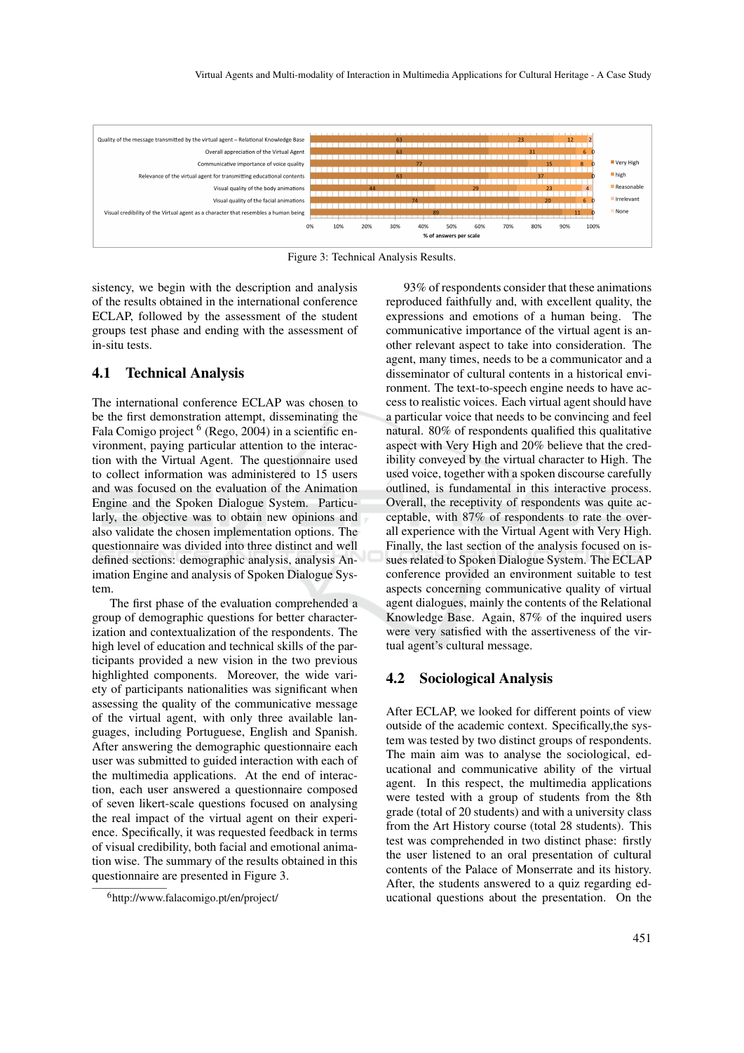| | Very High | high | Reasonable | Irrelevant | None |
|---|---|---|---|---|---|
| Quality of the message transmitted by the virtual agent – Relational Knowledge Base | 63 | 23 | 12 | 2 | |
| Overall appreciation of the Virtual Agent | 63 | 31 | 6 | 0 | |
| Communicative importance of voice quality | 77 | 15 | 8 | 0 | |
| Relevance of the virtual agent for transmitting educational contents | 63 | 37 | 0 | | |
| Visual quality of the body animations | 44 | 29 | 23 | 4 | |
| Visual quality of the facial animations | 74 | 20 | 6 | 0 | |
| Visual credibility of the Virtual agent as a character that resembles a human being | 89 | 11 | 0 | | |

% of answers per scale

Figure 3: Technical Analysis Results.

sistency, we begin with the description and analysis of the results obtained in the international conference ECLAP, followed by the assessment of the student groups test phase and ending with the assessment of in-situ tests.

## 4.1 Technical Analysis

The international conference ECLAP was chosen to be the first demonstration attempt, disseminating the Fala Comigo project [6] (Rego, 2004) in a scientific environment, paying particular attention to the interaction with the Virtual Agent. The questionnaire used to collect information was administered to 15 users and was focused on the evaluation of the Animation Engine and the Spoken Dialogue System. Particularly, the objective was to obtain new opinions and also validate the chosen implementation options. The questionnaire was divided into three distinct and well defined sections: demographic analysis, analysis Animation Engine and analysis of Spoken Dialogue System.

The first phase of the evaluation comprehended a group of demographic questions for better characterization and contextualization of the respondents. The high level of education and technical skills of the participants provided a new vision in the two previous highlighted components. Moreover, the wide variety of participants nationalities was significant when assessing the quality of the communicative message of the virtual agent, with only three available languages, including Portuguese, English and Spanish. After answering the demographic questionnaire each user was submitted to guided interaction with each of the multimedia applications. At the end of interaction, each user answered a questionnaire composed of seven likert-scale questions focused on analysing the real impact of the virtual agent on their experience. Specifically, it was requested feedback in terms of visual credibility, both facial and emotional animation wise. The summary of the results obtained in this questionnaire are presented in Figure 3.

93% of respondents consider that these animations reproduced faithfully and, with excellent quality, the expressions and emotions of a human being. The communicative importance of the virtual agent is another relevant aspect to take into consideration. The agent, many times, needs to be a communicator and a disseminator of cultural contents in a historical environment. The text-to-speech engine needs to have access to realistic voices. Each virtual agent should have a particular voice that needs to be convincing and feel natural. 80% of respondents qualified this qualitative aspect with Very High and 20% believe that the credibility conveyed by the virtual character to High. The used voice, together with a spoken discourse carefully outlined, is fundamental in this interactive process. Overall, the receptivity of respondents was quite acceptable, with 87% of respondents to rate the overall experience with the Virtual Agent with Very High. Finally, the last section of the analysis focused on issues related to Spoken Dialogue System. The ECLAP conference provided an environment suitable to test aspects concerning communicative quality of virtual agent dialogues, mainly the contents of the Relational Knowledge Base. Again, 87% of the inquired users were very satisfied with the assertiveness of the virtual agent's cultural message.

## 4.2 Sociological Analysis

After ECLAP, we looked for different points of view outside of the academic context. Specifically,the system was tested by two distinct groups of respondents. The main aim was to analyse the sociological, educational and communicative ability of the virtual agent. In this respect, the multimedia applications were tested with a group of students from the 8th grade (total of 20 students) and with a university class from the Art History course (total 28 students). This test was comprehended in two distinct phase: firstly the user listened to an oral presentation of cultural contents of the Palace of Monserrate and its history. After, the students answered to a quiz regarding educational questions about the presentation. On the

[6] http://www.falacomigo.pt/en/project/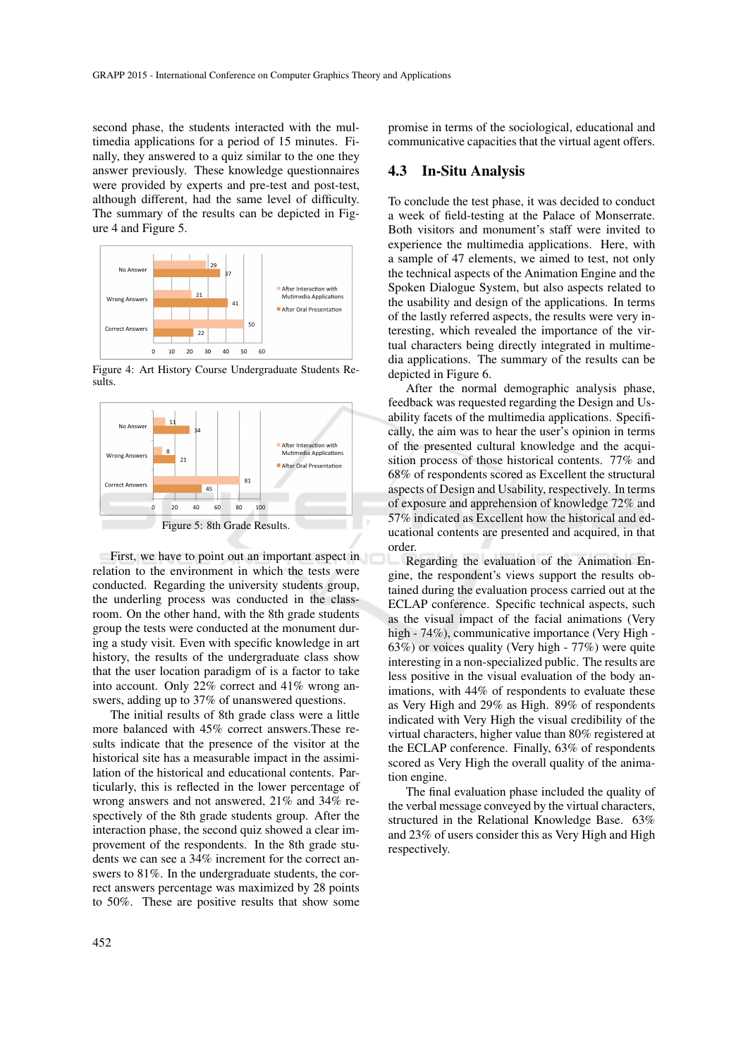second phase, the students interacted with the multimedia applications for a period of 15 minutes. Finally, they answered to a quiz similar to the one they answer previously. These knowledge questionnaires were provided by experts and pre-test and post-test, although different, had the same level of difficulty. The summary of the results can be depicted in Figure 4 and Figure 5.

Figure 4: Art History Course Undergraduate Students Results.

Figure 5: 8th Grade Results.

First, we have to point out an important aspect in relation to the environment in which the tests were conducted. Regarding the university students group, the underling process was conducted in the classroom. On the other hand, with the 8th grade students group the tests were conducted at the monument during a study visit. Even with specific knowledge in art history, the results of the undergraduate class show that the user location paradigm of is a factor to take into account. Only 22% correct and 41% wrong answers, adding up to 37% of unanswered questions.

The initial results of 8th grade class were a little more balanced with 45% correct answers.These results indicate that the presence of the visitor at the historical site has a measurable impact in the assimilation of the historical and educational contents. Particularly, this is reflected in the lower percentage of wrong answers and not answered, 21% and 34% respectively of the 8th grade students group. After the interaction phase, the second quiz showed a clear improvement of the respondents. In the 8th grade students we can see a 34% increment for the correct answers to 81%. In the undergraduate students, the correct answers percentage was maximized by 28 points to 50%. These are positive results that show some promise in terms of the sociological, educational and communicative capacities that the virtual agent offers.

### 4.3 In-Situ Analysis

To conclude the test phase, it was decided to conduct a week of field-testing at the Palace of Monserrate. Both visitors and monument's staff were invited to experience the multimedia applications. Here, with a sample of 47 elements, we aimed to test, not only the technical aspects of the Animation Engine and the Spoken Dialogue System, but also aspects related to the usability and design of the applications. In terms of the lastly referred aspects, the results were very interesting, which revealed the importance of the virtual characters being directly integrated in multimedia applications. The summary of the results can be depicted in Figure 6.

After the normal demographic analysis phase, feedback was requested regarding the Design and Usability facets of the multimedia applications. Specifically, the aim was to hear the user's opinion in terms of the presented cultural knowledge and the acquisition process of those historical contents. 77% and 68% of respondents scored as Excellent the structural aspects of Design and Usability, respectively. In terms of exposure and apprehension of knowledge 72% and 57% indicated as Excellent how the historical and educational contents are presented and acquired, in that order.

Regarding the evaluation of the Animation Engine, the respondent's views support the results obtained during the evaluation process carried out at the ECLAP conference. Specific technical aspects, such as the visual impact of the facial animations (Very high - 74%), communicative importance (Very High - 63%) or voices quality (Very high - 77%) were quite interesting in a non-specialized public. The results are less positive in the visual evaluation of the body animations, with 44% of respondents to evaluate these as Very High and 29% as High. 89% of respondents indicated with Very High the visual credibility of the virtual characters, higher value than 80% registered at the ECLAP conference. Finally, 63% of respondents scored as Very High the overall quality of the animation engine.

The final evaluation phase included the quality of the verbal message conveyed by the virtual characters, structured in the Relational Knowledge Base. 63% and 23% of users consider this as Very High and High respectively.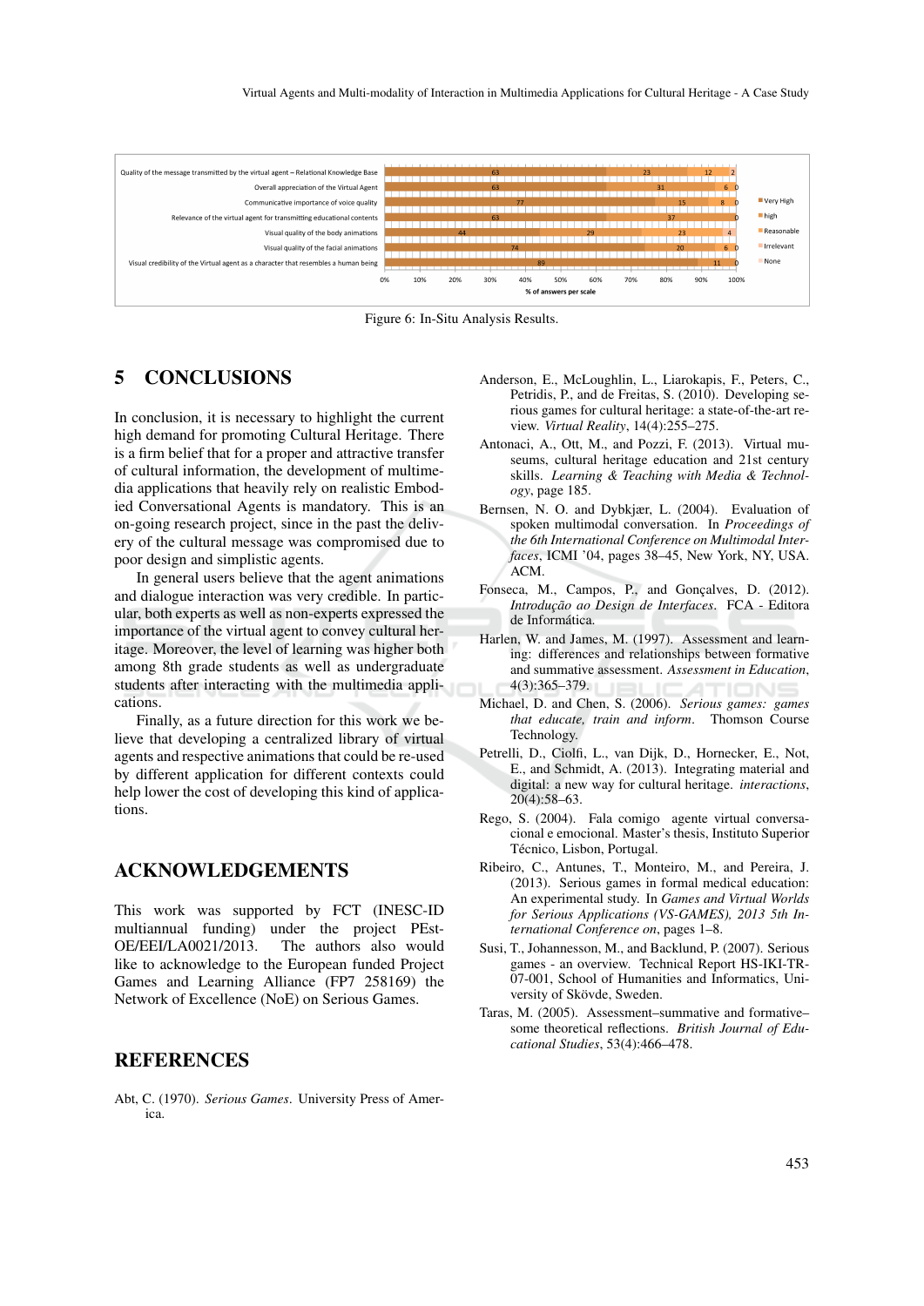Quality of the message transmitted by the virtual agent – Relational Knowledge Base 63 23 12 2
Overall appreciation of the Virtual Agent 63 31 6 0
Communicative importance of voice quality 77 15 8 0
Relevance of the virtual agent for transmitting educational contents 63 37 0
Visual quality of the body animations 44 29 23 4
Visual quality of the facial animations 74 20 6 0
Visual credibility of the Virtual agent as a character that resembles a human being 89 11 0

0% 10% 20% 30% 40% 50% 60% 70% 80% 90% 100%

% of answers per scale

Very High
high
Reasonable
Irrelevant
None

Figure 6: In-Situ Analysis Results.

## 5 CONCLUSIONS

In conclusion, it is necessary to highlight the current high demand for promoting Cultural Heritage. There is a firm belief that for a proper and attractive transfer of cultural information, the development of multimedia applications that heavily rely on realistic Embodied Conversational Agents is mandatory. This is an on-going research project, since in the past the delivery of the cultural message was compromised due to poor design and simplistic agents.

In general users believe that the agent animations and dialogue interaction was very credible. In particular, both experts as well as non-experts expressed the importance of the virtual agent to convey cultural heritage. Moreover, the level of learning was higher both among 8th grade students as well as undergraduate students after interacting with the multimedia applications.

Finally, as a future direction for this work we believe that developing a centralized library of virtual agents and respective animations that could be re-used by different application for different contexts could help lower the cost of developing this kind of applications.

## ACKNOWLEDGEMENTS

This work was supported by FCT (INESC-ID multiannual funding) under the project PEst-OE/EEI/LA0021/2013. The authors also would like to acknowledge to the European funded Project Games and Learning Alliance (FP7 258169) the Network of Excellence (NoE) on Serious Games.

## REFERENCES

Abt, C. (1970). *Serious Games*. University Press of America.

Anderson, E., McLoughlin, L., Liarokapis, F., Peters, C., Petridis, P., and de Freitas, S. (2010). Developing serious games for cultural heritage: a state-of-the-art review. *Virtual Reality*, 14(4):255–275.

Antonaci, A., Ott, M., and Pozzi, F. (2013). Virtual museums, cultural heritage education and 21st century skills. *Learning & Teaching with Media & Technology*, page 185.

Bernsen, N. O. and Dybkjær, L. (2004). Evaluation of spoken multimodal conversation. In *Proceedings of the 6th International Conference on Multimodal Interfaces*, ICMI '04, pages 38–45, New York, NY, USA. ACM.

Fonseca, M., Campos, P., and Gonçalves, D. (2012). *Introdução ao Design de Interfaces*. FCA - Editora de Informática.

Harlen, W. and James, M. (1997). Assessment and learning: differences and relationships between formative and summative assessment. *Assessment in Education*, 4(3):365–379.

Michael, D. and Chen, S. (2006). *Serious games: games that educate, train and inform*. Thomson Course Technology.

Petrelli, D., Ciolfi, L., van Dijk, D., Hornecker, E., Not, E., and Schmidt, A. (2013). Integrating material and digital: a new way for cultural heritage. *interactions*, 20(4):58–63.

Rego, S. (2004). Fala comigo agente virtual conversacional e emocional. Master's thesis, Instituto Superior Técnico, Lisbon, Portugal.

Ribeiro, C., Antunes, T., Monteiro, M., and Pereira, J. (2013). Serious games in formal medical education: An experimental study. In *Games and Virtual Worlds for Serious Applications (VS-GAMES), 2013 5th International Conference on*, pages 1–8.

Susi, T., Johannesson, M., and Backlund, P. (2007). Serious games - an overview. Technical Report HS-IKI-TR-07-001, School of Humanities and Informatics, University of Skövde, Sweden.

Taras, M. (2005). Assessment–summative and formative–some theoretical reflections. *British Journal of Educational Studies*, 53(4):466–478.